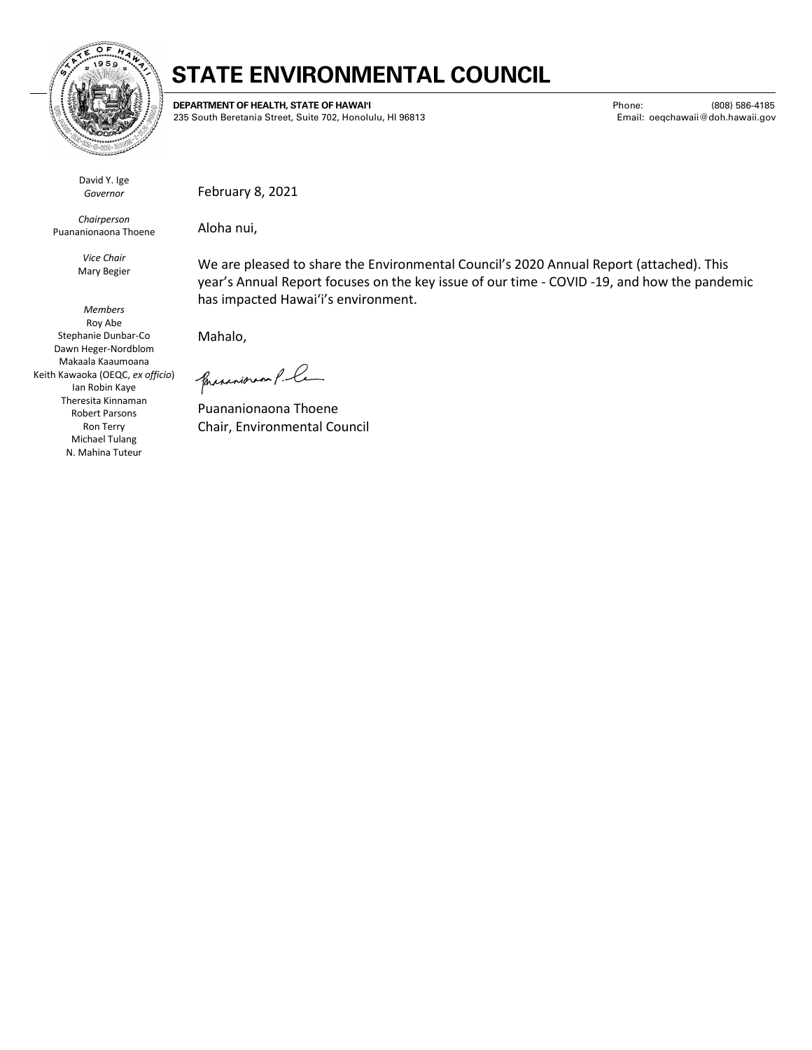# STATE ENVIRONMENTAL COUNCIL

**DEPARTMENT OF HEALTH, STATE OF HAWAIʻI**
235 South Beretania Street, Suite 702, Honolulu, HI 96813

Phone: (808) 586-4185
Email: oeqchawaii@doh.hawaii.gov

David Y. Ige
*Governor*

*Chairperson*
Puananionaona Thoene

*Vice Chair*
Mary Begier

*Members*
Roy Abe
Stephanie Dunbar-Co
Dawn Heger-Nordblom
Makaala Kaaumoana
Keith Kawaoka (OEQC, *ex officio*)
Ian Robin Kaye
Theresita Kinnaman
Robert Parsons
Ron Terry
Michael Tulang
N. Mahina Tuteur

February 8, 2021

Aloha nui,

We are pleased to share the Environmental Council's 2020 Annual Report (attached). This year's Annual Report focuses on the key issue of our time - COVID -19, and how the pandemic has impacted Hawaiʻi's environment.

Mahalo,

Puananionaona Thoene
Chair, Environmental Council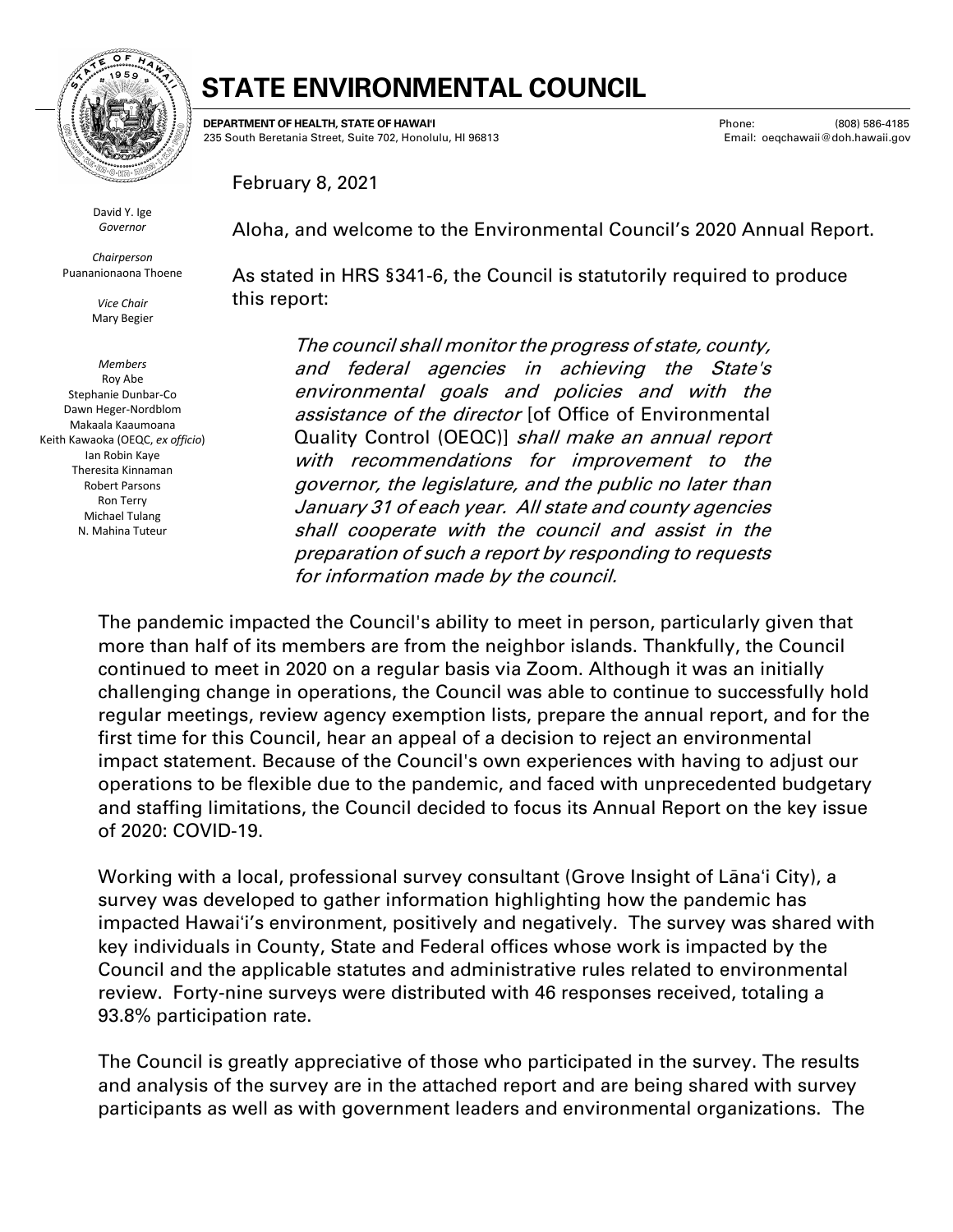# STATE ENVIRONMENTAL COUNCIL

**DEPARTMENT OF HEALTH, STATE OF HAWAIʻI**
235 South Beretania Street, Suite 702, Honolulu, HI 96813

Phone: (808) 586-4185
Email: oeqchawaii@doh.hawaii.gov

David Y. Ige
*Governor*

*Chairperson*
Puananionaona Thoene

*Vice Chair*
Mary Begier

*Members*
Roy Abe
Stephanie Dunbar-Co
Dawn Heger-Nordblom
Makaala Kaaumoana
Keith Kawaoka (OEQC, *ex officio*)
Ian Robin Kaye
Theresita Kinnaman
Robert Parsons
Ron Terry
Michael Tulang
N. Mahina Tuteur

February 8, 2021

Aloha, and welcome to the Environmental Council's 2020 Annual Report.

As stated in HRS §341-6, the Council is statutorily required to produce this report:

> *The council shall monitor the progress of state, county, and federal agencies in achieving the State's environmental goals and policies and with the assistance of the director* [of Office of Environmental Quality Control (OEQC)] *shall make an annual report with recommendations for improvement to the governor, the legislature, and the public no later than January 31 of each year. All state and county agencies shall cooperate with the council and assist in the preparation of such a report by responding to requests for information made by the council.*

The pandemic impacted the Council's ability to meet in person, particularly given that more than half of its members are from the neighbor islands. Thankfully, the Council continued to meet in 2020 on a regular basis via Zoom. Although it was an initially challenging change in operations, the Council was able to continue to successfully hold regular meetings, review agency exemption lists, prepare the annual report, and for the first time for this Council, hear an appeal of a decision to reject an environmental impact statement. Because of the Council's own experiences with having to adjust our operations to be flexible due to the pandemic, and faced with unprecedented budgetary and staffing limitations, the Council decided to focus its Annual Report on the key issue of 2020: COVID-19.

Working with a local, professional survey consultant (Grove Insight of Lānaʻi City), a survey was developed to gather information highlighting how the pandemic has impacted Hawaiʻi's environment, positively and negatively. The survey was shared with key individuals in County, State and Federal offices whose work is impacted by the Council and the applicable statutes and administrative rules related to environmental review. Forty-nine surveys were distributed with 46 responses received, totaling a 93.8% participation rate.

The Council is greatly appreciative of those who participated in the survey. The results and analysis of the survey are in the attached report and are being shared with survey participants as well as with government leaders and environmental organizations. The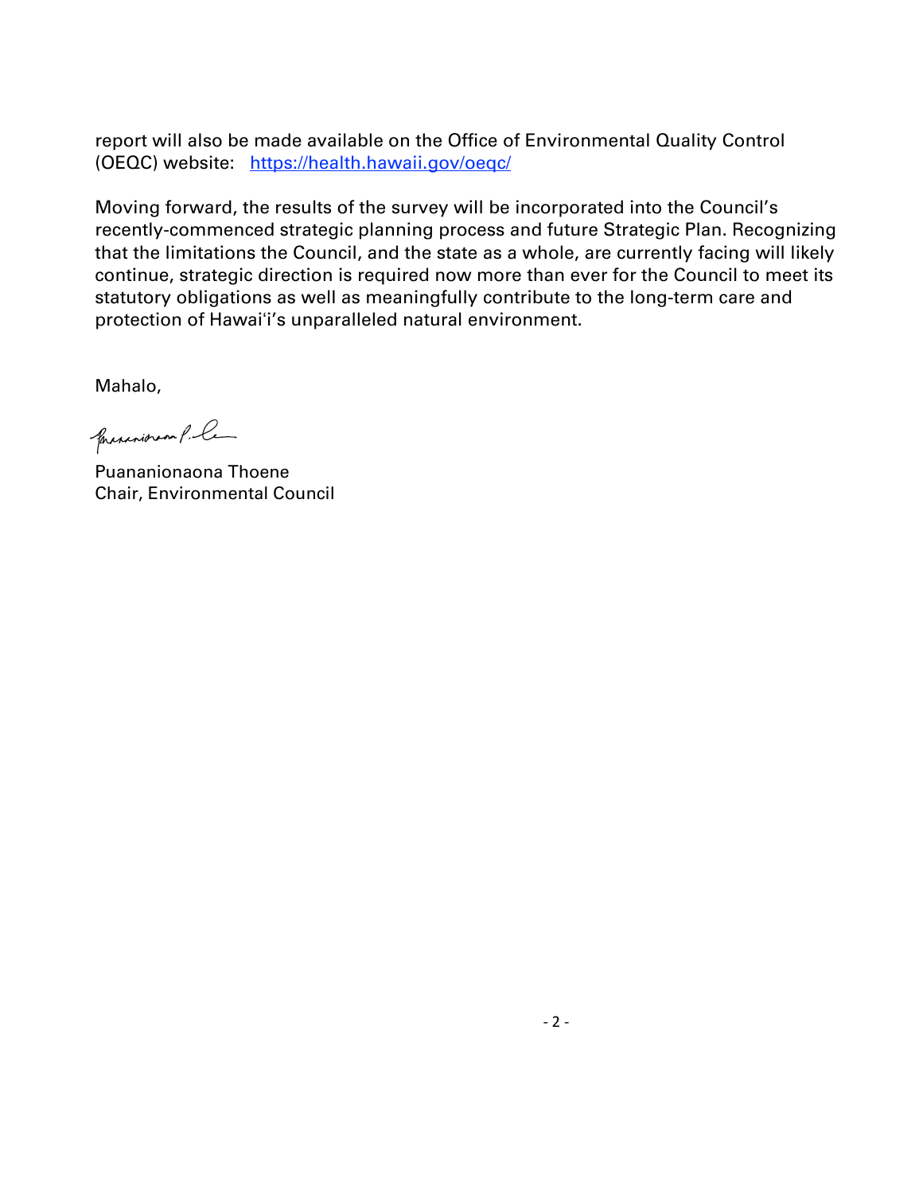report will also be made available on the Office of Environmental Quality Control (OEQC) website: [https://health.hawaii.gov/oeqc/](https://health.hawaii.gov/oeqc/)

Moving forward, the results of the survey will be incorporated into the Council's recently-commenced strategic planning process and future Strategic Plan. Recognizing that the limitations the Council, and the state as a whole, are currently facing will likely continue, strategic direction is required now more than ever for the Council to meet its statutory obligations as well as meaningfully contribute to the long-term care and protection of Hawaiʻi's unparalleled natural environment.

Mahalo,

Puananionaona Thoene
Chair, Environmental Council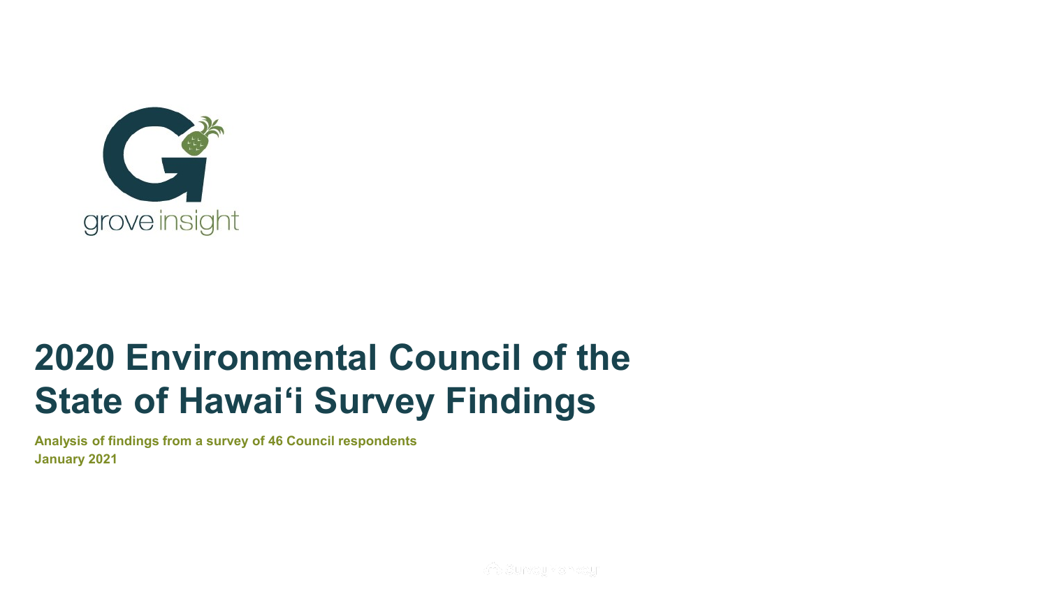grove insight

# 2020 Environmental Council of the State of Hawai‘i Survey Findings

**Analysis of findings from a survey of 46 Council respondents**
**January 2021**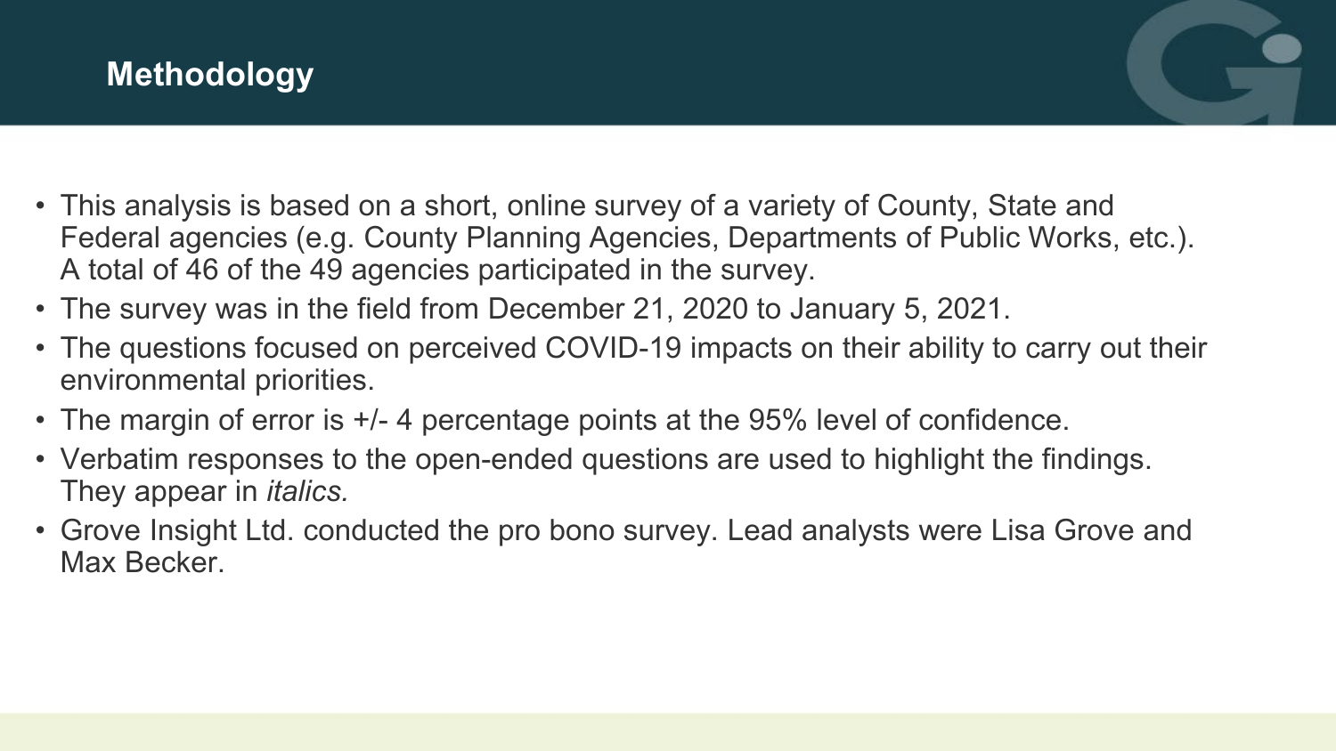# Methodology

- This analysis is based on a short, online survey of a variety of County, State and Federal agencies (e.g. County Planning Agencies, Departments of Public Works, etc.). A total of 46 of the 49 agencies participated in the survey.
- The survey was in the field from December 21, 2020 to January 5, 2021.
- The questions focused on perceived COVID-19 impacts on their ability to carry out their environmental priorities.
- The margin of error is +/- 4 percentage points at the 95% level of confidence.
- Verbatim responses to the open-ended questions are used to highlight the findings. They appear in *italics.*
- Grove Insight Ltd. conducted the pro bono survey. Lead analysts were Lisa Grove and Max Becker.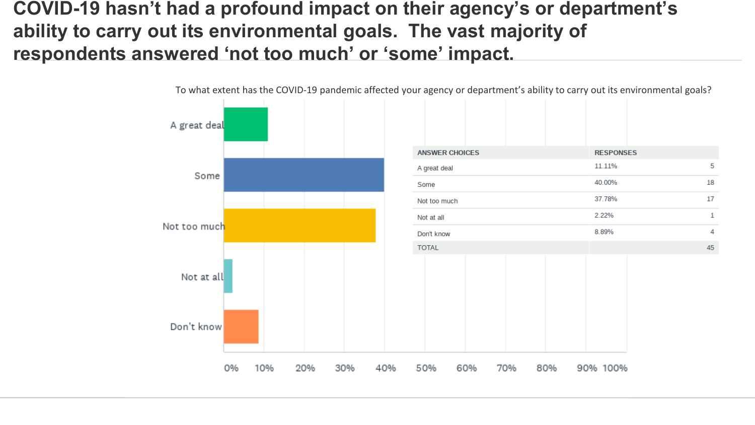# COVID-19 hasn't had a profound impact on their agency's or department's ability to carry out its environmental goals. The vast majority of respondents answered 'not too much' or 'some' impact.

To what extent has the COVID-19 pandemic affected your agency or department's ability to carry out its environmental goals?

| ANSWER CHOICES | RESPONSES | |
|---|---|---|
| A great deal | 11.11% | 5 |
| Some | 40.00% | 18 |
| Not too much | 37.78% | 17 |
| Not at all | 2.22% | 1 |
| Don't know | 8.89% | 4 |
| TOTAL | | 45 |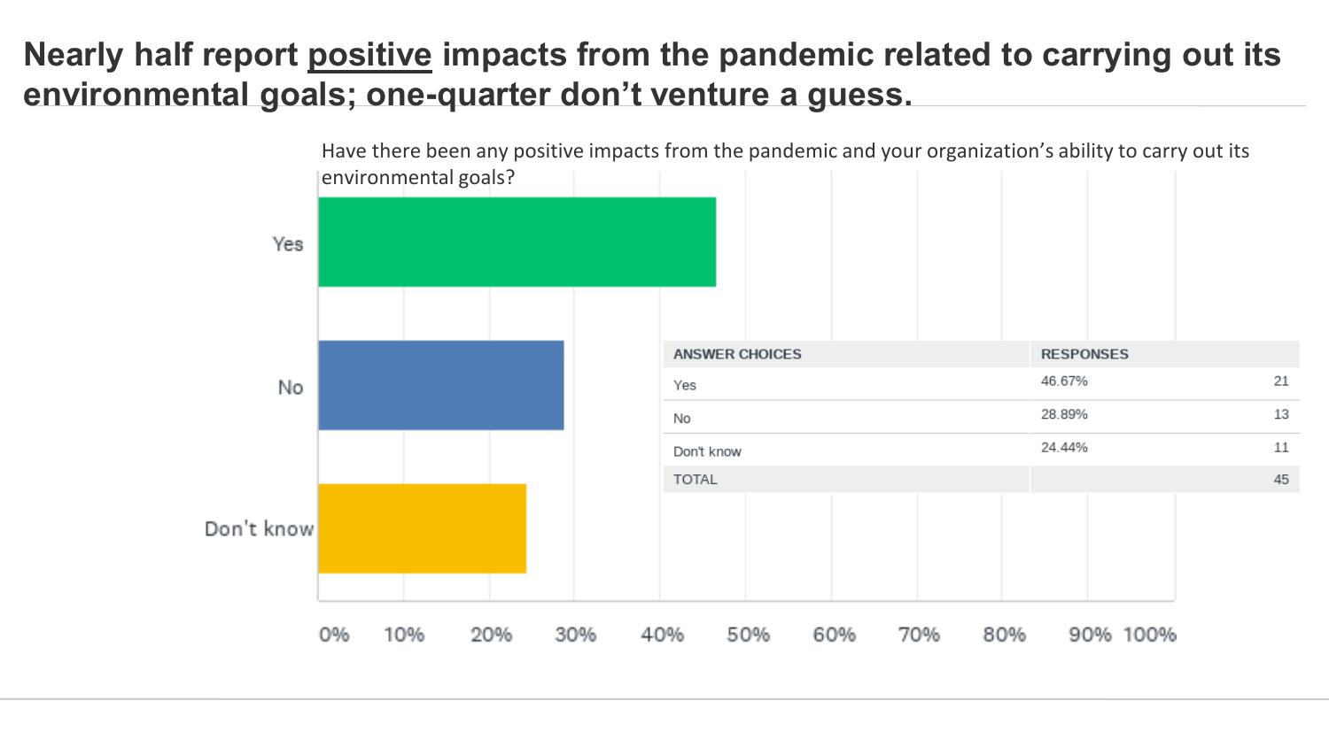# Nearly half report <u>positive</u> impacts from the pandemic related to carrying out its environmental goals; one-quarter don't venture a guess.

Have there been any positive impacts from the pandemic and your organization's ability to carry out its environmental goals?

| ANSWER CHOICES | RESPONSES | |
|---|---|---|
| Yes | 46.67% | 21 |
| No | 28.89% | 13 |
| Don't know | 24.44% | 11 |
| TOTAL | | 45 |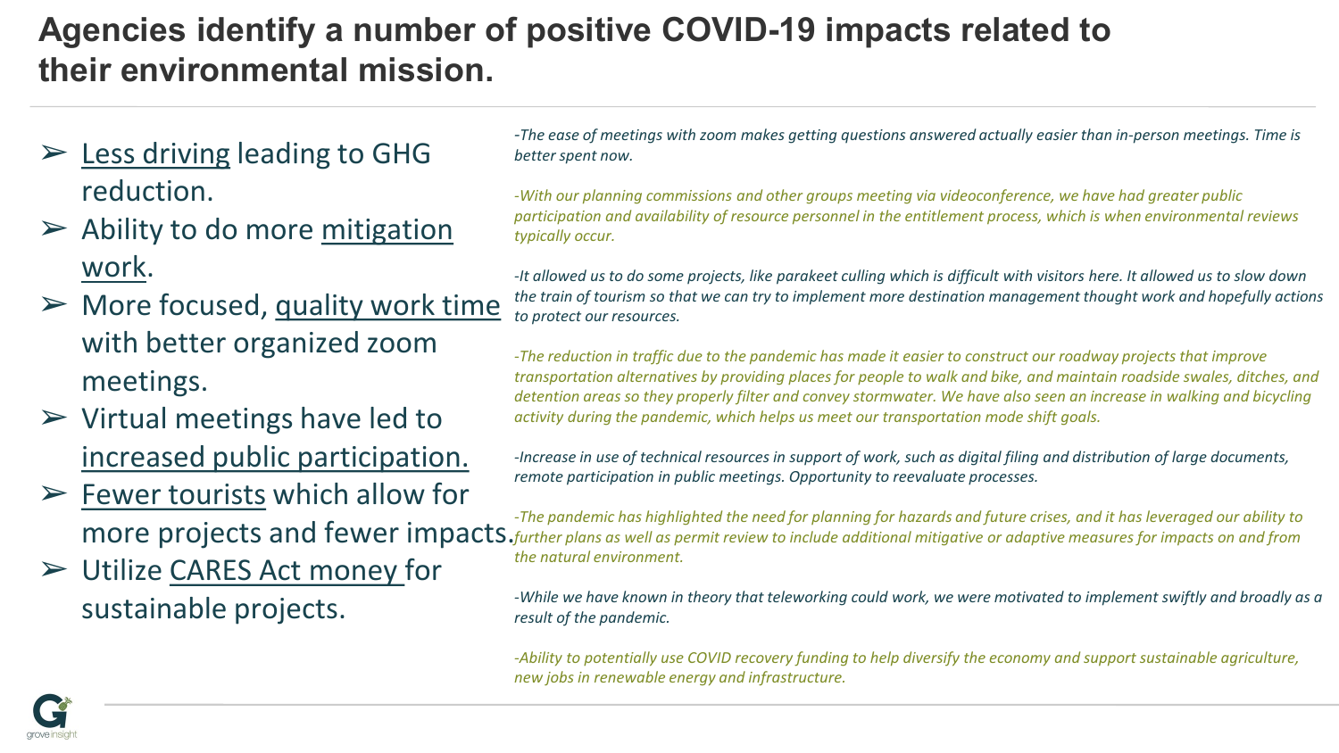# Agencies identify a number of positive COVID-19 impacts related to their environmental mission.

- Less driving leading to GHG reduction.
- Ability to do more mitigation work.
- More focused, quality work time with better organized zoom meetings.
- Virtual meetings have led to increased public participation.
- Fewer tourists which allow for more projects and fewer impacts.
- Utilize CARES Act money for sustainable projects.

*-The ease of meetings with zoom makes getting questions answered actually easier than in-person meetings. Time is better spent now.*

*-With our planning commissions and other groups meeting via videoconference, we have had greater public participation and availability of resource personnel in the entitlement process, which is when environmental reviews typically occur.*

*-It allowed us to do some projects, like parakeet culling which is difficult with visitors here. It allowed us to slow down the train of tourism so that we can try to implement more destination management thought work and hopefully actions to protect our resources.*

*-The reduction in traffic due to the pandemic has made it easier to construct our roadway projects that improve transportation alternatives by providing places for people to walk and bike, and maintain roadside swales, ditches, and detention areas so they properly filter and convey stormwater. We have also seen an increase in walking and bicycling activity during the pandemic, which helps us meet our transportation mode shift goals.*

*-Increase in use of technical resources in support of work, such as digital filing and distribution of large documents, remote participation in public meetings. Opportunity to reevaluate processes.*

*-The pandemic has highlighted the need for planning for hazards and future crises, and it has leveraged our ability to further plans as well as permit review to include additional mitigative or adaptive measures for impacts on and from the natural environment.*

*-While we have known in theory that teleworking could work, we were motivated to implement swiftly and broadly as a result of the pandemic.*

*-Ability to potentially use COVID recovery funding to help diversify the economy and support sustainable agriculture, new jobs in renewable energy and infrastructure.*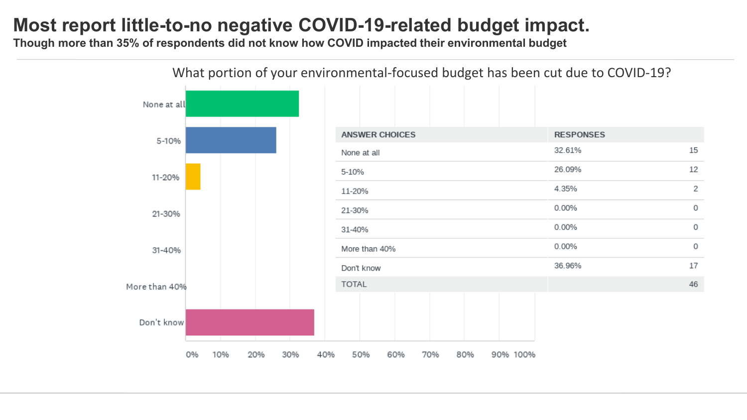# Most report little-to-no negative COVID-19-related budget impact.

**Though more than 35% of respondents did not know how COVID impacted their environmental budget**

What portion of your environmental-focused budget has been cut due to COVID-19?

| ANSWER CHOICES | RESPONSES | |
|---|---|---|
| None at all | 32.61% | 15 |
| 5-10% | 26.09% | 12 |
| 11-20% | 4.35% | 2 |
| 21-30% | 0.00% | 0 |
| 31-40% | 0.00% | 0 |
| More than 40% | 0.00% | 0 |
| Don't know | 36.96% | 17 |
| TOTAL | | 46 |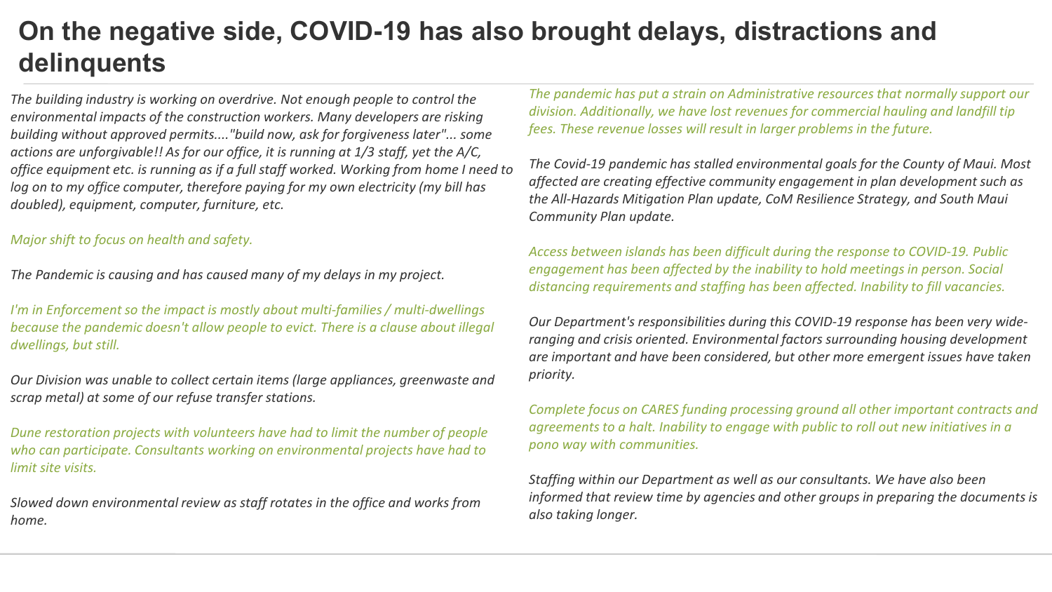# On the negative side, COVID-19 has also brought delays, distractions and delinquents

*The building industry is working on overdrive. Not enough people to control the environmental impacts of the construction workers. Many developers are risking building without approved permits...."build now, ask for forgiveness later"... some actions are unforgivable!! As for our office, it is running at 1/3 staff, yet the A/C, office equipment etc. is running as if a full staff worked. Working from home I need to log on to my office computer, therefore paying for my own electricity (my bill has doubled), equipment, computer, furniture, etc.*

*Major shift to focus on health and safety.*

*The Pandemic is causing and has caused many of my delays in my project.*

*I'm in Enforcement so the impact is mostly about multi-families / multi-dwellings because the pandemic doesn't allow people to evict. There is a clause about illegal dwellings, but still.*

*Our Division was unable to collect certain items (large appliances, greenwaste and scrap metal) at some of our refuse transfer stations.*

*Dune restoration projects with volunteers have had to limit the number of people who can participate. Consultants working on environmental projects have had to limit site visits.*

*Slowed down environmental review as staff rotates in the office and works from home.*

*The pandemic has put a strain on Administrative resources that normally support our division. Additionally, we have lost revenues for commercial hauling and landfill tip fees. These revenue losses will result in larger problems in the future.*

*The Covid-19 pandemic has stalled environmental goals for the County of Maui. Most affected are creating effective community engagement in plan development such as the All-Hazards Mitigation Plan update, CoM Resilience Strategy, and South Maui Community Plan update.*

*Access between islands has been difficult during the response to COVID-19. Public engagement has been affected by the inability to hold meetings in person. Social distancing requirements and staffing has been affected. Inability to fill vacancies.*

*Our Department's responsibilities during this COVID-19 response has been very wide-ranging and crisis oriented. Environmental factors surrounding housing development are important and have been considered, but other more emergent issues have taken priority.*

*Complete focus on CARES funding processing ground all other important contracts and agreements to a halt. Inability to engage with public to roll out new initiatives in a pono way with communities.*

*Staffing within our Department as well as our consultants. We have also been informed that review time by agencies and other groups in preparing the documents is also taking longer.*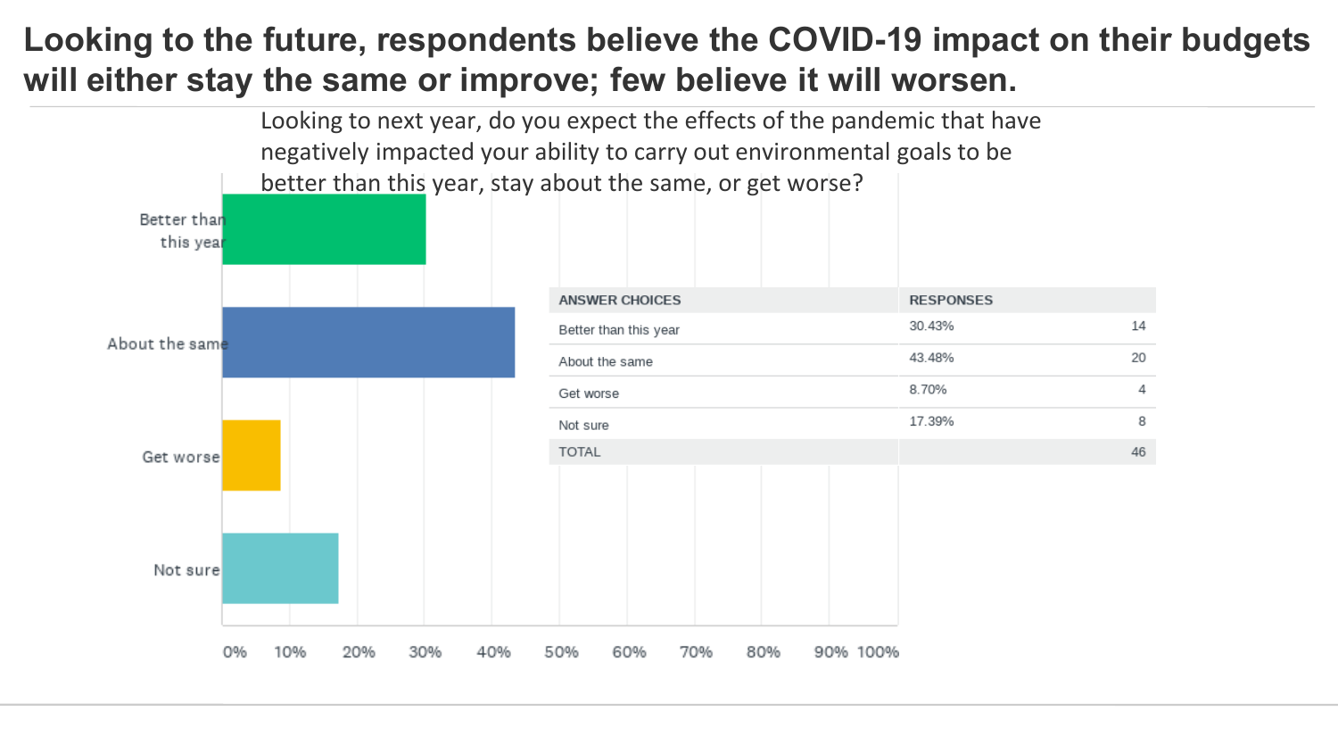# Looking to the future, respondents believe the COVID-19 impact on their budgets will either stay the same or improve; few believe it will worsen.

Looking to next year, do you expect the effects of the pandemic that have negatively impacted your ability to carry out environmental goals to be better than this year, stay about the same, or get worse?

| ANSWER CHOICES | RESPONSES | |
|---|---|---|
| Better than this year | 30.43% | 14 |
| About the same | 43.48% | 20 |
| Get worse | 8.70% | 4 |
| Not sure | 17.39% | 8 |
| TOTAL | | 46 |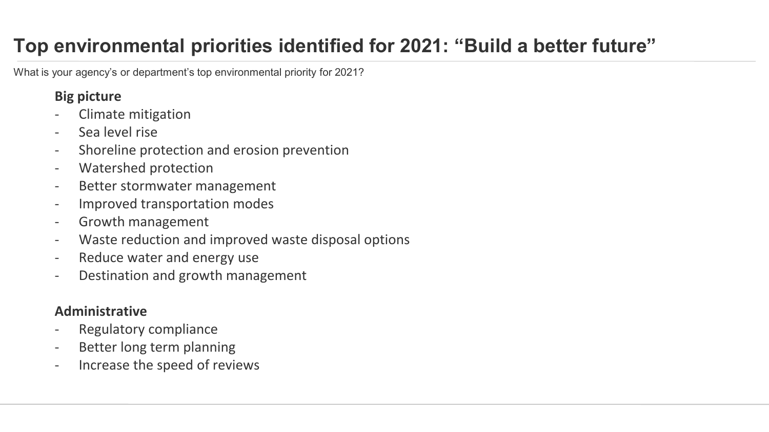# Top environmental priorities identified for 2021: “Build a better future”

What is your agency’s or department’s top environmental priority for 2021?

**Big picture**

- Climate mitigation
- Sea level rise
- Shoreline protection and erosion prevention
- Watershed protection
- Better stormwater management
- Improved transportation modes
- Growth management
- Waste reduction and improved waste disposal options
- Reduce water and energy use
- Destination and growth management

**Administrative**

- Regulatory compliance
- Better long term planning
- Increase the speed of reviews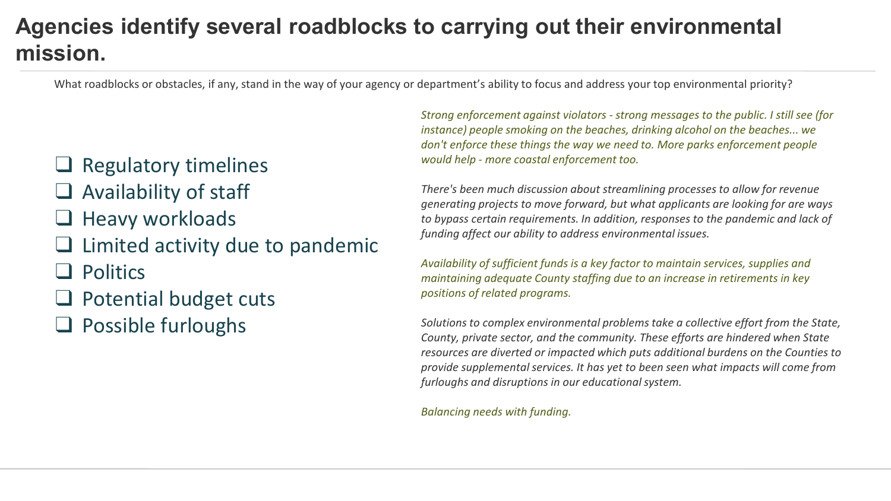# Agencies identify several roadblocks to carrying out their environmental mission.

What roadblocks or obstacles, if any, stand in the way of your agency or department's ability to focus and address your top environmental priority?

- Regulatory timelines
- Availability of staff
- Heavy workloads
- Limited activity due to pandemic
- Politics
- Potential budget cuts
- Possible furloughs

*Strong enforcement against violators - strong messages to the public. I still see (for instance) people smoking on the beaches, drinking alcohol on the beaches... we don't enforce these things the way we need to. More parks enforcement people would help - more coastal enforcement too.*

*There's been much discussion about streamlining processes to allow for revenue generating projects to move forward, but what applicants are looking for are ways to bypass certain requirements. In addition, responses to the pandemic and lack of funding affect our ability to address environmental issues.*

*Availability of sufficient funds is a key factor to maintain services, supplies and maintaining adequate County staffing due to an increase in retirements in key positions of related programs.*

*Solutions to complex environmental problems take a collective effort from the State, County, private sector, and the community. These efforts are hindered when State resources are diverted or impacted which puts additional burdens on the Counties to provide supplemental services. It has yet to been seen what impacts will come from furloughs and disruptions in our educational system.*

*Balancing needs with funding.*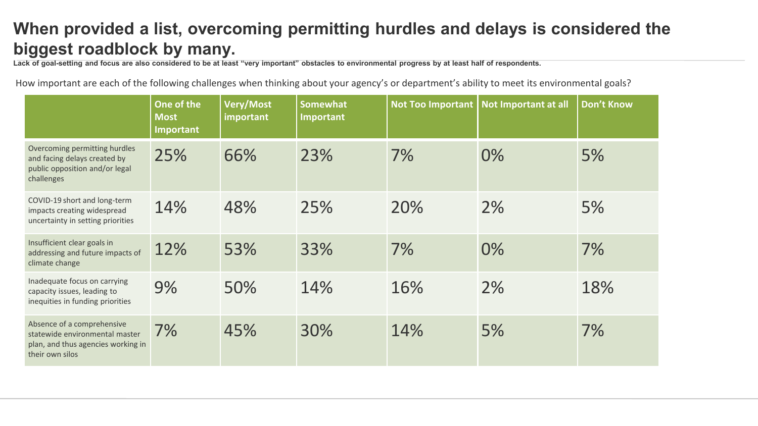# When provided a list, overcoming permitting hurdles and delays is considered the biggest roadblock by many.

**Lack of goal-setting and focus are also considered to be at least "very important" obstacles to environmental progress by at least half of respondents.**

How important are each of the following challenges when thinking about your agency's or department's ability to meet its environmental goals?

| | One of the Most Important | Very/Most important | Somewhat Important | Not Too Important | Not Important at all | Don't Know |
|---|---|---|---|---|---|---|
| Overcoming permitting hurdles and facing delays created by public opposition and/or legal challenges | 25% | 66% | 23% | 7% | 0% | 5% |
| COVID-19 short and long-term impacts creating widespread uncertainty in setting priorities | 14% | 48% | 25% | 20% | 2% | 5% |
| Insufficient clear goals in addressing and future impacts of climate change | 12% | 53% | 33% | 7% | 0% | 7% |
| Inadequate focus on carrying capacity issues, leading to inequities in funding priorities | 9% | 50% | 14% | 16% | 2% | 18% |
| Absence of a comprehensive statewide environmental master plan, and thus agencies working in their own silos | 7% | 45% | 30% | 14% | 5% | 7% |